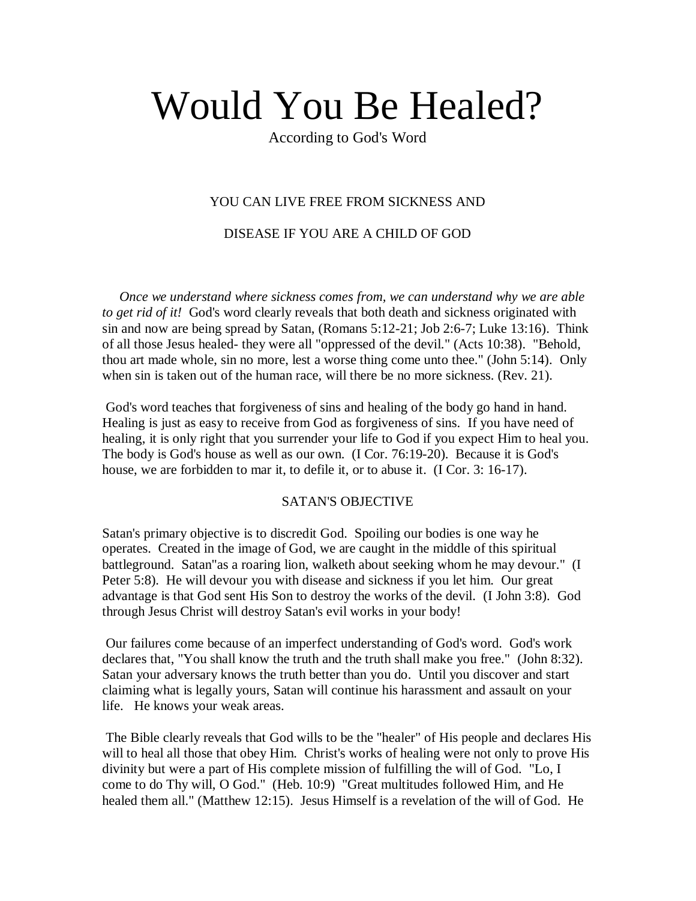# Would You Be Healed?

According to God's Word

## YOU CAN LIVE FREE FROM SICKNESS AND DISEASE IF YOU ARE A CHILD OF GOD

*Once we understand where sickness comes from, we can understand why we are able to get rid of it!* God's word clearly reveals that both death and sickness originated with sin and now are being spread by Satan, (Romans 5:12-21; Job 2:6-7; Luke 13:16). Think of all those Jesus healed- they were all "oppressed of the devil." (Acts 10:38). "Behold, thou art made whole, sin no more, lest a worse thing come unto thee." (John 5:14). Only when sin is taken out of the human race, will there be no more sickness. (Rev. 21).

God's word teaches that forgiveness of sins and healing of the body go hand in hand. Healing is just as easy to receive from God as forgiveness of sins. If you have need of healing, it is only right that you surrender your life to God if you expect Him to heal you. The body is God's house as well as our own. (I Cor. 76:19-20). Because it is God's house, we are forbidden to mar it, to defile it, or to abuse it. (I Cor. 3: 16-17).

## SATAN'S OBJECTIVE

Satan's primary objective is to discredit God. Spoiling our bodies is one way he operates. Created in the image of God, we are caught in the middle of this spiritual battleground. Satan"as a roaring lion, walketh about seeking whom he may devour." (I Peter 5:8). He will devour you with disease and sickness if you let him. Our great advantage is that God sent His Son to destroy the works of the devil. (I John 3:8). God through Jesus Christ will destroy Satan's evil works in your body!

Our failures come because of an imperfect understanding of God's word. God's work declares that, "You shall know the truth and the truth shall make you free." (John 8:32). Satan your adversary knows the truth better than you do. Until you discover and start claiming what is legally yours, Satan will continue his harassment and assault on your life. He knows your weak areas.

The Bible clearly reveals that God wills to be the "healer" of His people and declares His will to heal all those that obey Him. Christ's works of healing were not only to prove His divinity but were a part of His complete mission of fulfilling the will of God. "Lo, I come to do Thy will, O God." (Heb. 10:9) "Great multitudes followed Him, and He healed them all." (Matthew 12:15). Jesus Himself is a revelation of the will of God. He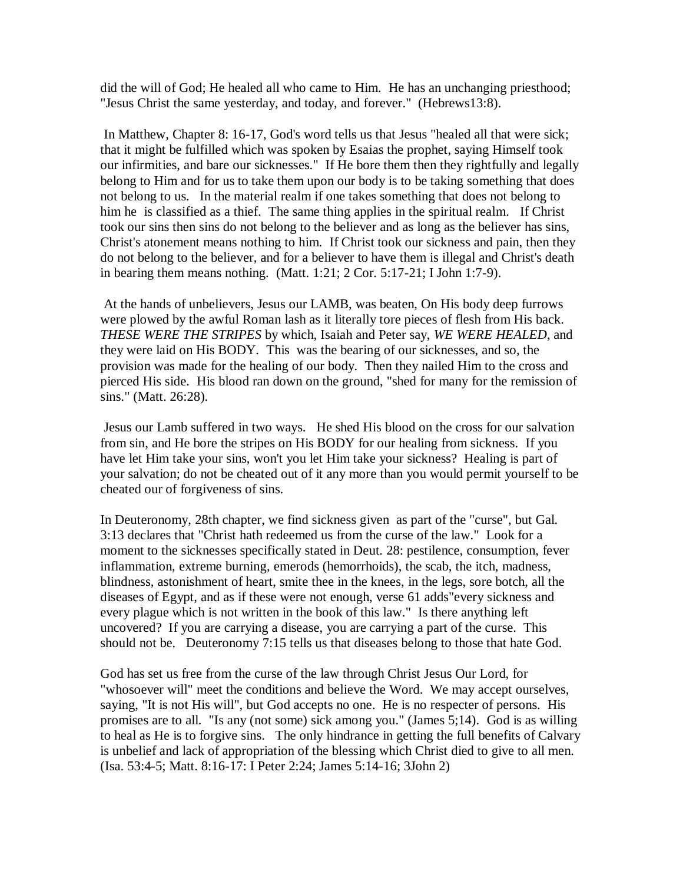did the will of God; He healed all who came to Him. He has an unchanging priesthood; "Jesus Christ the same yesterday, and today, and forever." (Hebrews13:8).

In Matthew, Chapter 8: 16-17, God's word tells us that Jesus "healed all that were sick; that it might be fulfilled which was spoken by Esaias the prophet, saying Himself took our infirmities, and bare our sicknesses." If He bore them then they rightfully and legally belong to Him and for us to take them upon our body is to be taking something that does not belong to us. In the material realm if one takes something that does not belong to him he is classified as a thief. The same thing applies in the spiritual realm. If Christ took our sins then sins do not belong to the believer and as long as the believer has sins, Christ's atonement means nothing to him. If Christ took our sickness and pain, then they do not belong to the believer, and for a believer to have them is illegal and Christ's death in bearing them means nothing. (Matt. 1:21; 2 Cor. 5:17-21; I John 1:7-9).

At the hands of unbelievers, Jesus our LAMB, was beaten, On His body deep furrows were plowed by the awful Roman lash as it literally tore pieces of flesh from His back. *THESE WERE THE STRIPES* by which, Isaiah and Peter say, *WE WERE HEALED*, and they were laid on His BODY. This was the bearing of our sicknesses, and so, the provision was made for the healing of our body. Then they nailed Him to the cross and pierced His side. His blood ran down on the ground, "shed for many for the remission of sins." (Matt. 26:28).

Jesus our Lamb suffered in two ways. He shed His blood on the cross for our salvation from sin, and He bore the stripes on His BODY for our healing from sickness. If you have let Him take your sins, won't you let Him take your sickness? Healing is part of your salvation; do not be cheated out of it any more than you would permit yourself to be cheated our of forgiveness of sins.

In Deuteronomy, 28th chapter, we find sickness given as part of the "curse", but Gal. 3:13 declares that "Christ hath redeemed us from the curse of the law." Look for a moment to the sicknesses specifically stated in Deut. 28: pestilence, consumption, fever inflammation, extreme burning, emerods (hemorrhoids), the scab, the itch, madness, blindness, astonishment of heart, smite thee in the knees, in the legs, sore botch, all the diseases of Egypt, and as if these were not enough, verse 61 adds"every sickness and every plague which is not written in the book of this law." Is there anything left uncovered? If you are carrying a disease, you are carrying a part of the curse. This should not be. Deuteronomy 7:15 tells us that diseases belong to those that hate God.

God has set us free from the curse of the law through Christ Jesus Our Lord, for "whosoever will" meet the conditions and believe the Word. We may accept ourselves, saying, "It is not His will", but God accepts no one. He is no respecter of persons. His promises are to all. "Is any (not some) sick among you." (James 5;14). God is as willing to heal as He is to forgive sins. The only hindrance in getting the full benefits of Calvary is unbelief and lack of appropriation of the blessing which Christ died to give to all men. (Isa. 53:4-5; Matt. 8:16-17: I Peter 2:24; James 5:14-16; 3John 2)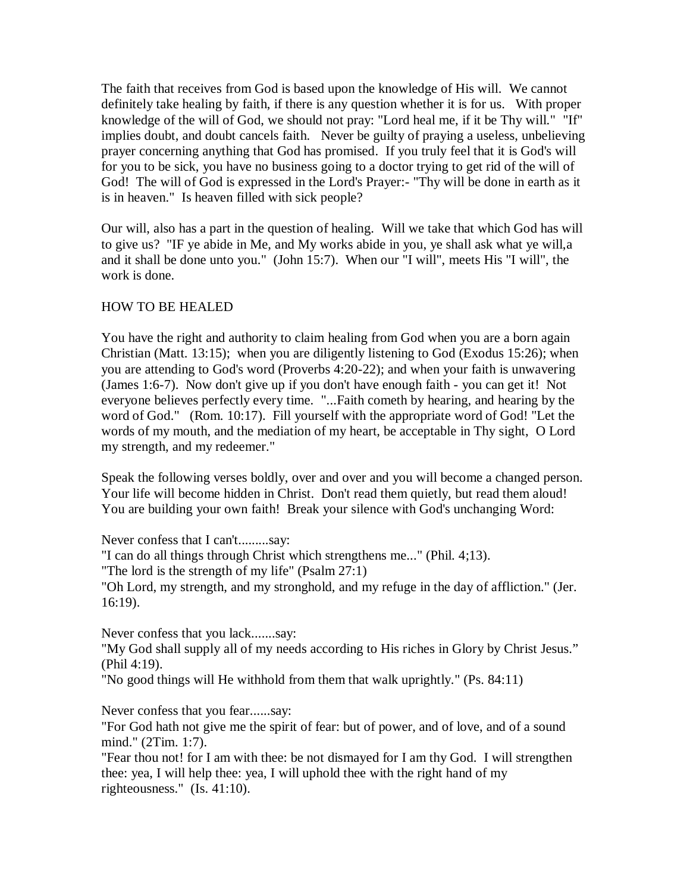The faith that receives from God is based upon the knowledge of His will. We cannot definitely take healing by faith, if there is any question whether it is for us. With proper knowledge of the will of God, we should not pray: "Lord heal me, if it be Thy will." "If" implies doubt, and doubt cancels faith. Never be guilty of praying a useless, unbelieving prayer concerning anything that God has promised. If you truly feel that it is God's will for you to be sick, you have no business going to a doctor trying to get rid of the will of God! The will of God is expressed in the Lord's Prayer:- "Thy will be done in earth as it is in heaven." Is heaven filled with sick people?

Our will, also has a part in the question of healing. Will we take that which God has will to give us? "IF ye abide in Me, and My works abide in you, ye shall ask what ye will,a and it shall be done unto you." (John 15:7). When our "I will", meets His "I will", the work is done.

## HOW TO BE HEALED

You have the right and authority to claim healing from God when you are a born again Christian (Matt. 13:15); when you are diligently listening to God (Exodus 15:26); when you are attending to God's word (Proverbs 4:20-22); and when your faith is unwavering (James 1:6-7). Now don't give up if you don't have enough faith - you can get it! Not everyone believes perfectly every time. "...Faith cometh by hearing, and hearing by the word of God." (Rom. 10:17). Fill yourself with the appropriate word of God! "Let the words of my mouth, and the mediation of my heart, be acceptable in Thy sight, O Lord my strength, and my redeemer."

Speak the following verses boldly, over and over and you will become a changed person. Your life will become hidden in Christ. Don't read them quietly, but read them aloud! You are building your own faith! Break your silence with God's unchanging Word:

Never confess that I can't.........say:
"I can do all things through Christ which strengthens me..." (Phil. 4;13).
"The lord is the strength of my life" (Psalm 27:1)
"Oh Lord, my strength, and my stronghold, and my refuge in the day of affliction." (Jer. 16:19).

Never confess that you lack.......say:
"My God shall supply all of my needs according to His riches in Glory by Christ Jesus." (Phil 4:19).
"No good things will He withhold from them that walk uprightly." (Ps. 84:11)

Never confess that you fear......say:
"For God hath not give me the spirit of fear: but of power, and of love, and of a sound mind." (2Tim. 1:7).
"Fear thou not! for I am with thee: be not dismayed for I am thy God. I will strengthen thee: yea, I will help thee: yea, I will uphold thee with the right hand of my righteousness." (Is. 41:10).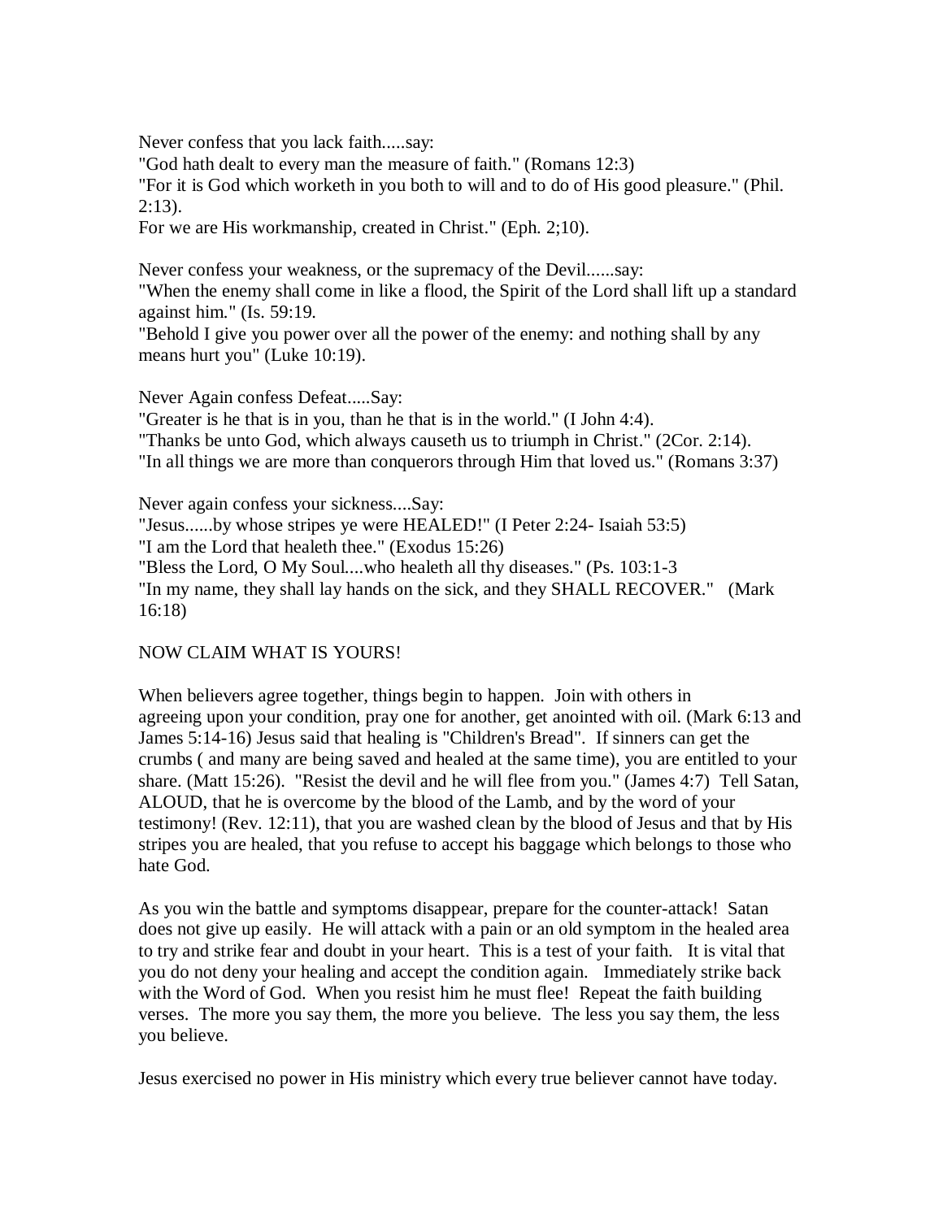Never confess that you lack faith.....say:
"God hath dealt to every man the measure of faith." (Romans 12:3)
"For it is God which worketh in you both to will and to do of His good pleasure." (Phil. 2:13).
For we are His workmanship, created in Christ." (Eph. 2;10).

Never confess your weakness, or the supremacy of the Devil......say:
"When the enemy shall come in like a flood, the Spirit of the Lord shall lift up a standard against him." (Is. 59:19.
"Behold I give you power over all the power of the enemy: and nothing shall by any means hurt you" (Luke 10:19).

Never Again confess Defeat.....Say:
"Greater is he that is in you, than he that is in the world." (I John 4:4).
"Thanks be unto God, which always causeth us to triumph in Christ." (2Cor. 2:14).
"In all things we are more than conquerors through Him that loved us." (Romans 3:37)

Never again confess your sickness....Say:
"Jesus......by whose stripes ye were HEALED!" (I Peter 2:24- Isaiah 53:5)
"I am the Lord that healeth thee." (Exodus 15:26)
"Bless the Lord, O My Soul....who healeth all thy diseases." (Ps. 103:1-3
"In my name, they shall lay hands on the sick, and they SHALL RECOVER." (Mark 16:18)

NOW CLAIM WHAT IS YOURS!

When believers agree together, things begin to happen. Join with others in agreeing upon your condition, pray one for another, get anointed with oil. (Mark 6:13 and James 5:14-16) Jesus said that healing is "Children's Bread". If sinners can get the crumbs ( and many are being saved and healed at the same time), you are entitled to your share. (Matt 15:26). "Resist the devil and he will flee from you." (James 4:7) Tell Satan, ALOUD, that he is overcome by the blood of the Lamb, and by the word of your testimony! (Rev. 12:11), that you are washed clean by the blood of Jesus and that by His stripes you are healed, that you refuse to accept his baggage which belongs to those who hate God.

As you win the battle and symptoms disappear, prepare for the counter-attack! Satan does not give up easily. He will attack with a pain or an old symptom in the healed area to try and strike fear and doubt in your heart. This is a test of your faith. It is vital that you do not deny your healing and accept the condition again. Immediately strike back with the Word of God. When you resist him he must flee! Repeat the faith building verses. The more you say them, the more you believe. The less you say them, the less you believe.

Jesus exercised no power in His ministry which every true believer cannot have today.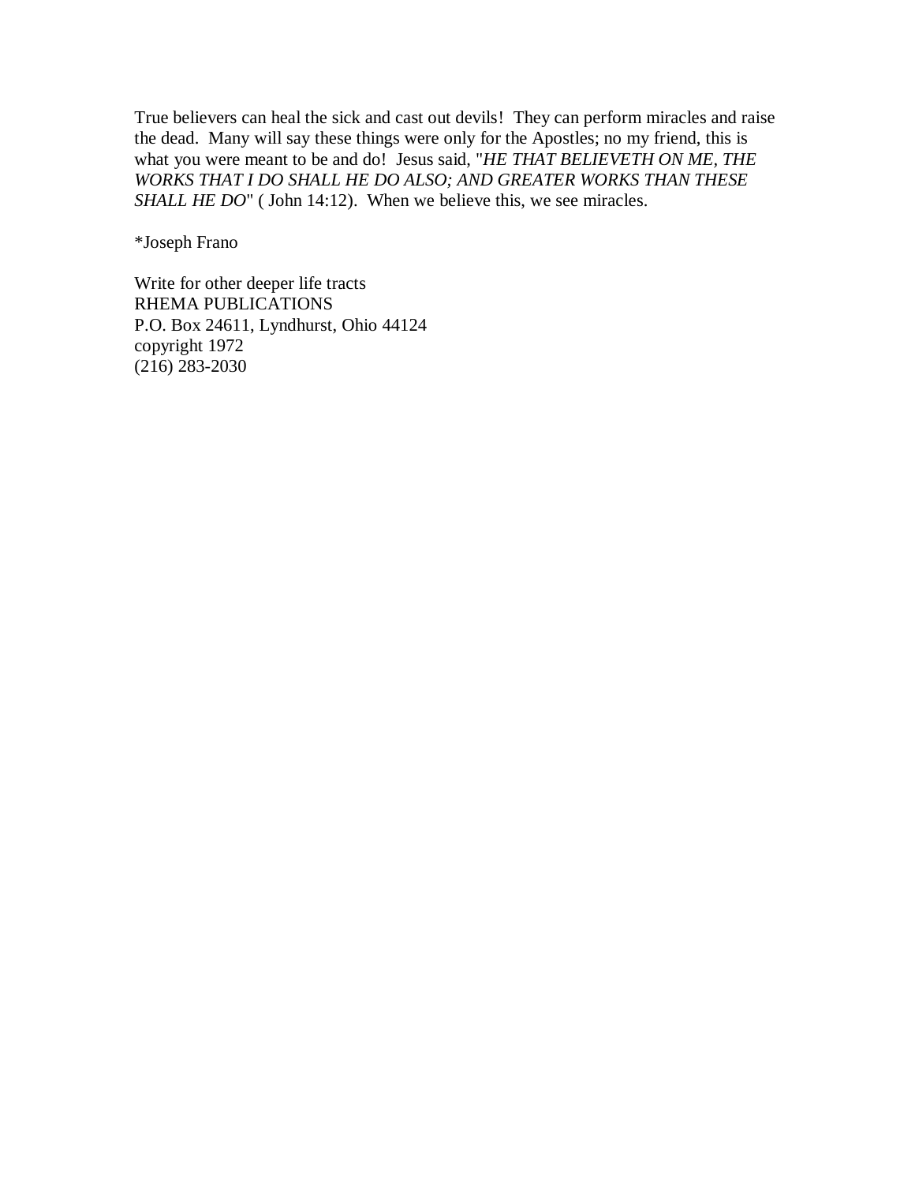True believers can heal the sick and cast out devils! They can perform miracles and raise the dead. Many will say these things were only for the Apostles; no my friend, this is what you were meant to be and do! Jesus said, "*HE THAT BELIEVETH ON ME, THE WORKS THAT I DO SHALL HE DO ALSO; AND GREATER WORKS THAN THESE SHALL HE DO*" ( John 14:12). When we believe this, we see miracles.

*Joseph Frano

Write for other deeper life tracts  
RHEMA PUBLICATIONS  
P.O. Box 24611, Lyndhurst, Ohio 44124  
copyright 1972  
(216) 283-2030